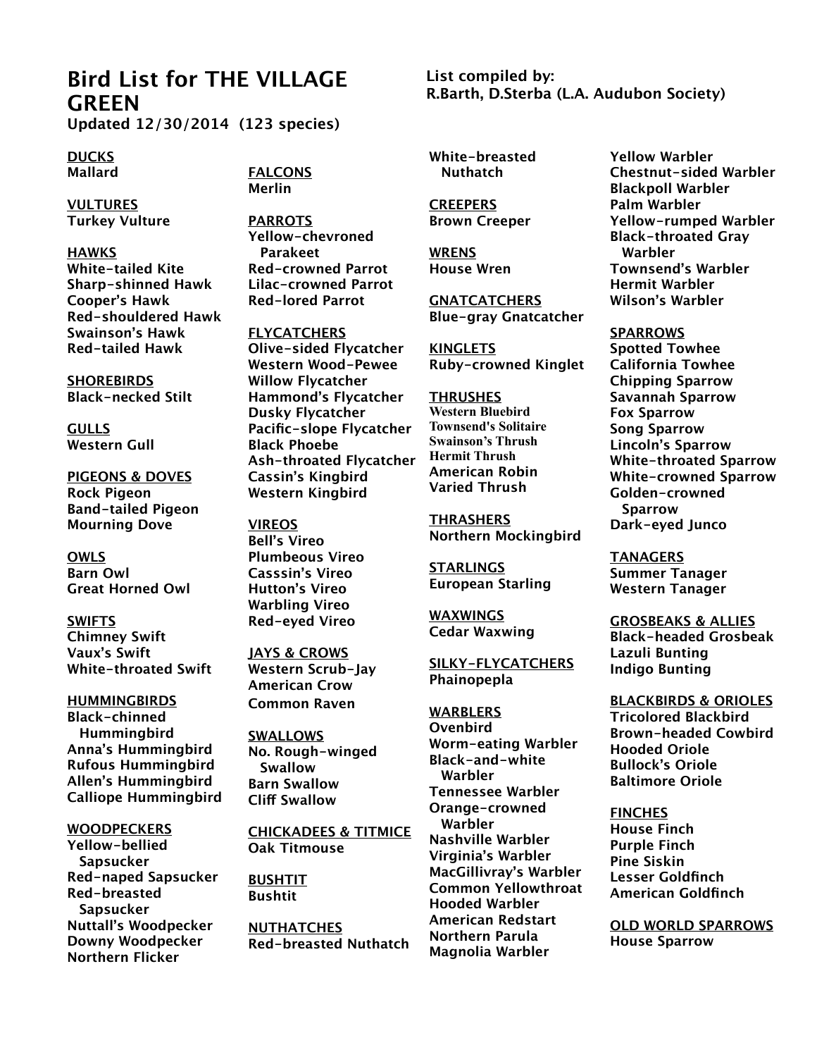# Bird List for THE VILLAGE GREEN

**Updated 12/30/2014 (123 species)**

**List compiled by:**
**R.Barth, D.Sterba (L.A. Audubon Society)**

**DUCKS**
Mallard

**VULTURES**
Turkey Vulture

**HAWKS**
White-tailed Kite
Sharp-shinned Hawk
Cooper's Hawk
Red-shouldered Hawk
Swainson's Hawk
Red-tailed Hawk

**SHOREBIRDS**
Black-necked Stilt

**GULLS**
Western Gull

**PIGEONS & DOVES**
Rock Pigeon
Band-tailed Pigeon
Mourning Dove

**OWLS**
Barn Owl
Great Horned Owl

**SWIFTS**
Chimney Swift
Vaux's Swift
White-throated Swift

**HUMMINGBIRDS**
Black-chinned Hummingbird
Anna's Hummingbird
Rufous Hummingbird
Allen's Hummingbird
Calliope Hummingbird

**WOODPECKERS**
Yellow-bellied Sapsucker
Red-naped Sapsucker
Red-breasted Sapsucker
Nuttall's Woodpecker
Downy Woodpecker
Northern Flicker

**FALCONS**
Merlin

**PARROTS**
Yellow-chevroned Parakeet
Red-crowned Parrot
Lilac-crowned Parrot
Red-lored Parrot

**FLYCATCHERS**
Olive-sided Flycatcher
Western Wood-Pewee
Willow Flycatcher
Hammond's Flycatcher
Dusky Flycatcher
Pacific-slope Flycatcher
Black Phoebe
Ash-throated Flycatcher
Cassin's Kingbird
Western Kingbird

**VIREOS**
Bell's Vireo
Plumbeous Vireo
Casssin's Vireo
Hutton's Vireo
Warbling Vireo
Red-eyed Vireo

**JAYS & CROWS**
Western Scrub-Jay
American Crow
Common Raven

**SWALLOWS**
No. Rough-winged Swallow
Barn Swallow
Cliff Swallow

**CHICKADEES & TITMICE**
Oak Titmouse

**BUSHTIT**
Bushtit

**NUTHATCHES**
Red-breasted Nuthatch
White-breasted Nuthatch

**CREEPERS**
Brown Creeper

**WRENS**
House Wren

**GNATCATCHERS**
Blue-gray Gnatcatcher

**KINGLETS**
Ruby-crowned Kinglet

**THRUSHES**
Western Bluebird
Townsend's Solitaire
Swainson's Thrush
Hermit Thrush
American Robin
Varied Thrush

**THRASHERS**
Northern Mockingbird

**STARLINGS**
European Starling

**WAXWINGS**
Cedar Waxwing

**SILKY-FLYCATCHERS**
Phainopepla

**WARBLERS**
Ovenbird
Worm-eating Warbler
Black-and-white Warbler
Tennessee Warbler
Orange-crowned Warbler
Nashville Warbler
Virginia's Warbler
MacGillivray's Warbler
Common Yellowthroat
Hooded Warbler
American Redstart
Northern Parula
Magnolia Warbler
Yellow Warbler
Chestnut-sided Warbler
Blackpoll Warbler
Palm Warbler
Yellow-rumped Warbler
Black-throated Gray Warbler
Townsend's Warbler
Hermit Warbler
Wilson's Warbler

**SPARROWS**
Spotted Towhee
California Towhee
Chipping Sparrow
Savannah Sparrow
Fox Sparrow
Song Sparrow
Lincoln's Sparrow
White-throated Sparrow
White-crowned Sparrow
Golden-crowned Sparrow
Dark-eyed Junco

**TANAGERS**
Summer Tanager
Western Tanager

**GROSBEAKS & ALLIES**
Black-headed Grosbeak
Lazuli Bunting
Indigo Bunting

**BLACKBIRDS & ORIOLES**
Tricolored Blackbird
Brown-headed Cowbird
Hooded Oriole
Bullock's Oriole
Baltimore Oriole

**FINCHES**
House Finch
Purple Finch
Pine Siskin
Lesser Goldfinch
American Goldfinch

**OLD WORLD SPARROWS**
House Sparrow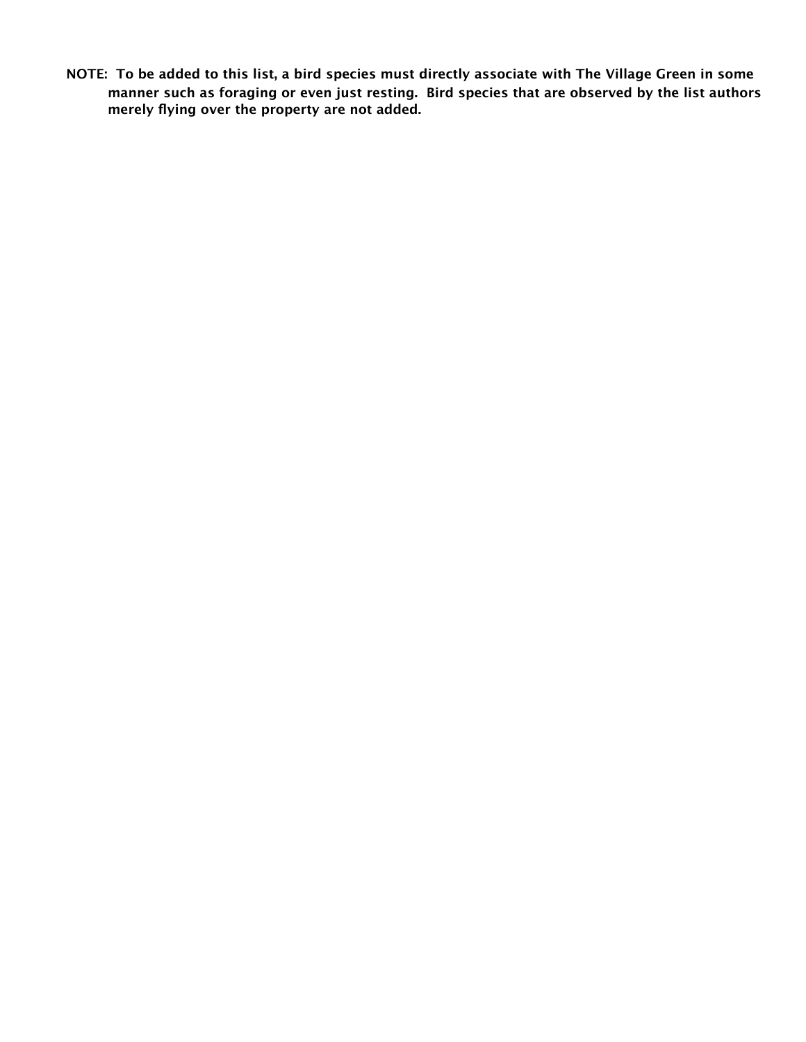**NOTE:** **To be added to this list, a bird species must directly associate with The Village Green in some manner such as foraging or even just resting. Bird species that are observed by the list authors merely flying over the property are not added.**